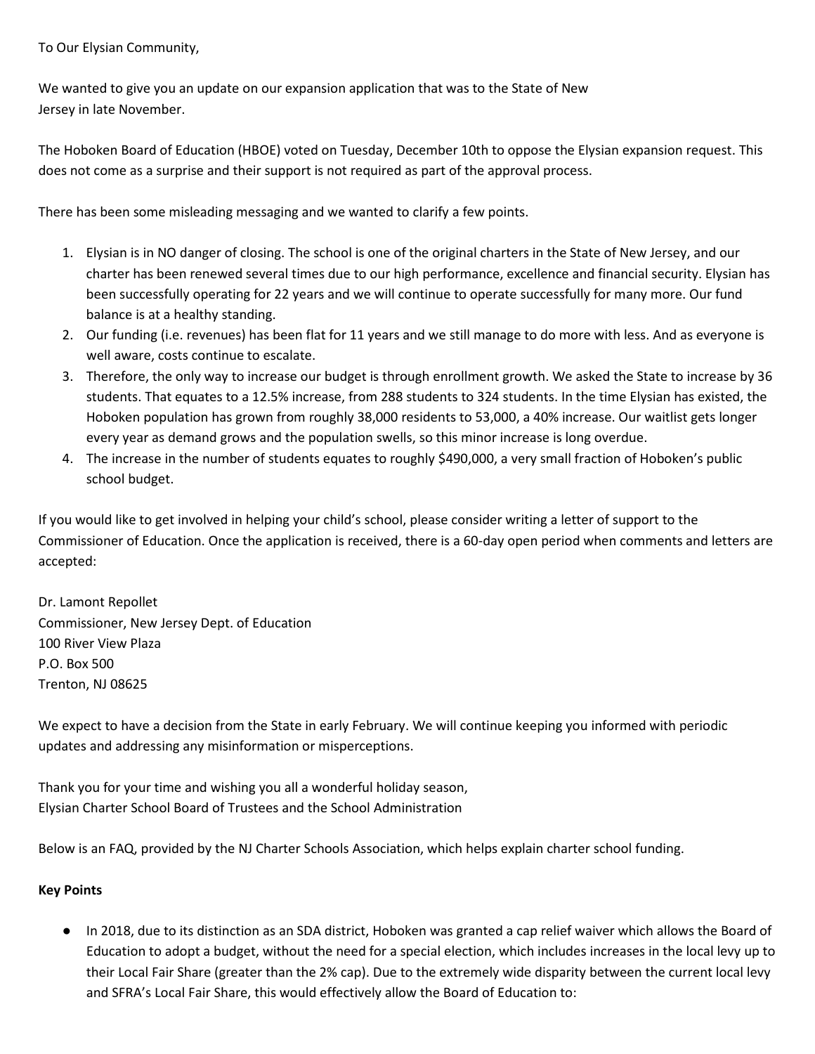To Our Elysian Community,

We wanted to give you an update on our expansion application that was to the State of New Jersey in late November.

The Hoboken Board of Education (HBOE) voted on Tuesday, December 10th to oppose the Elysian expansion request. This does not come as a surprise and their support is not required as part of the approval process.

There has been some misleading messaging and we wanted to clarify a few points.

1. Elysian is in NO danger of closing. The school is one of the original charters in the State of New Jersey, and our charter has been renewed several times due to our high performance, excellence and financial security. Elysian has been successfully operating for 22 years and we will continue to operate successfully for many more. Our fund balance is at a healthy standing.
2. Our funding (i.e. revenues) has been flat for 11 years and we still manage to do more with less. And as everyone is well aware, costs continue to escalate.
3. Therefore, the only way to increase our budget is through enrollment growth. We asked the State to increase by 36 students. That equates to a 12.5% increase, from 288 students to 324 students. In the time Elysian has existed, the Hoboken population has grown from roughly 38,000 residents to 53,000, a 40% increase. Our waitlist gets longer every year as demand grows and the population swells, so this minor increase is long overdue.
4. The increase in the number of students equates to roughly $490,000, a very small fraction of Hoboken's public school budget.

If you would like to get involved in helping your child's school, please consider writing a letter of support to the Commissioner of Education. Once the application is received, there is a 60-day open period when comments and letters are accepted:

Dr. Lamont Repollet
Commissioner, New Jersey Dept. of Education
100 River View Plaza
P.O. Box 500
Trenton, NJ 08625

We expect to have a decision from the State in early February. We will continue keeping you informed with periodic updates and addressing any misinformation or misperceptions.

Thank you for your time and wishing you all a wonderful holiday season,
Elysian Charter School Board of Trustees and the School Administration

Below is an FAQ, provided by the NJ Charter Schools Association, which helps explain charter school funding.

**Key Points**

- In 2018, due to its distinction as an SDA district, Hoboken was granted a cap relief waiver which allows the Board of Education to adopt a budget, without the need for a special election, which includes increases in the local levy up to their Local Fair Share (greater than the 2% cap). Due to the extremely wide disparity between the current local levy and SFRA's Local Fair Share, this would effectively allow the Board of Education to: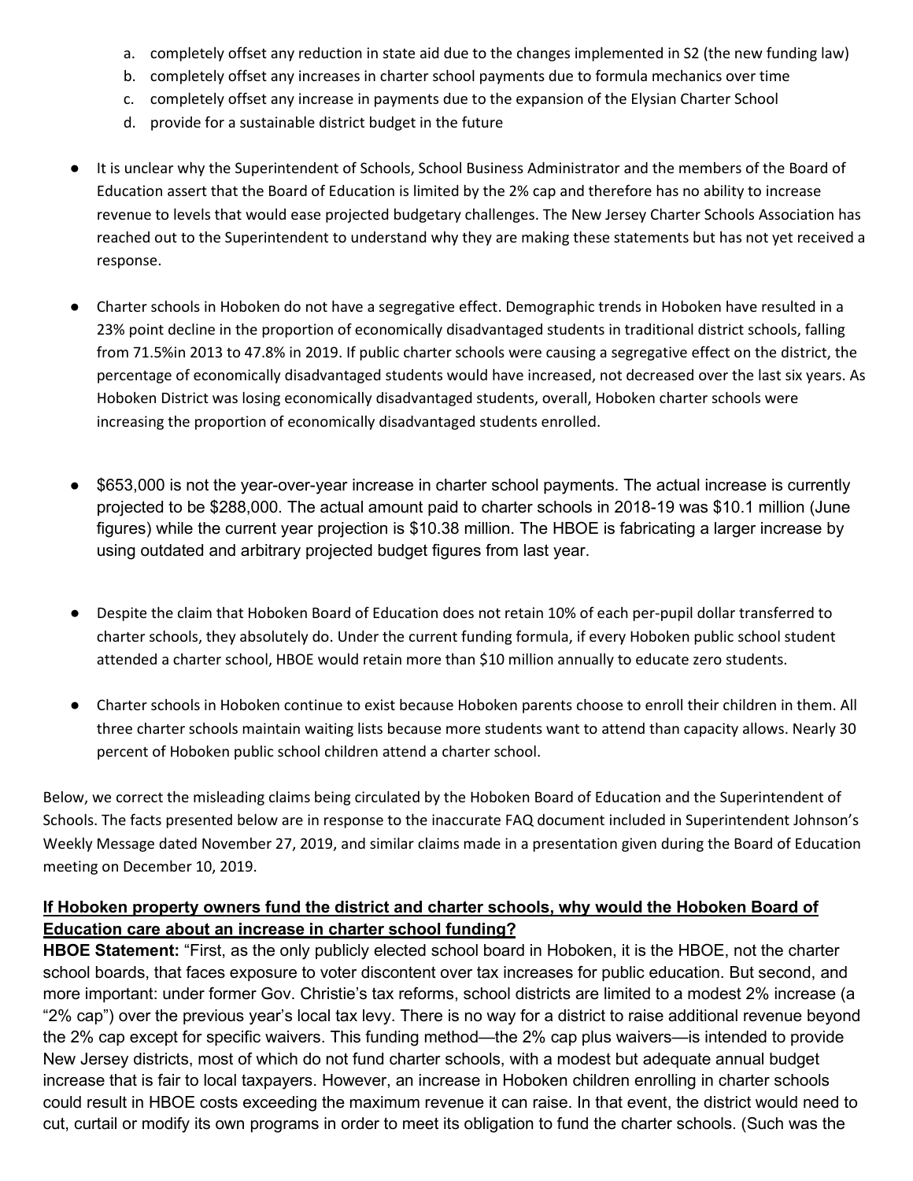a. completely offset any reduction in state aid due to the changes implemented in S2 (the new funding law)
b. completely offset any increases in charter school payments due to formula mechanics over time
c. completely offset any increase in payments due to the expansion of the Elysian Charter School
d. provide for a sustainable district budget in the future

- It is unclear why the Superintendent of Schools, School Business Administrator and the members of the Board of Education assert that the Board of Education is limited by the 2% cap and therefore has no ability to increase revenue to levels that would ease projected budgetary challenges. The New Jersey Charter Schools Association has reached out to the Superintendent to understand why they are making these statements but has not yet received a response.

- Charter schools in Hoboken do not have a segregative effect. Demographic trends in Hoboken have resulted in a 23% point decline in the proportion of economically disadvantaged students in traditional district schools, falling from 71.5%in 2013 to 47.8% in 2019. If public charter schools were causing a segregative effect on the district, the percentage of economically disadvantaged students would have increased, not decreased over the last six years. As Hoboken District was losing economically disadvantaged students, overall, Hoboken charter schools were increasing the proportion of economically disadvantaged students enrolled.

- $653,000 is not the year-over-year increase in charter school payments. The actual increase is currently projected to be $288,000. The actual amount paid to charter schools in 2018-19 was $10.1 million (June figures) while the current year projection is $10.38 million. The HBOE is fabricating a larger increase by using outdated and arbitrary projected budget figures from last year.

- Despite the claim that Hoboken Board of Education does not retain 10% of each per-pupil dollar transferred to charter schools, they absolutely do. Under the current funding formula, if every Hoboken public school student attended a charter school, HBOE would retain more than $10 million annually to educate zero students.

- Charter schools in Hoboken continue to exist because Hoboken parents choose to enroll their children in them. All three charter schools maintain waiting lists because more students want to attend than capacity allows. Nearly 30 percent of Hoboken public school children attend a charter school.

Below, we correct the misleading claims being circulated by the Hoboken Board of Education and the Superintendent of Schools. The facts presented below are in response to the inaccurate FAQ document included in Superintendent Johnson's Weekly Message dated November 27, 2019, and similar claims made in a presentation given during the Board of Education meeting on December 10, 2019.

**If Hoboken property owners fund the district and charter schools, why would the Hoboken Board of Education care about an increase in charter school funding?**

**HBOE Statement:** "First, as the only publicly elected school board in Hoboken, it is the HBOE, not the charter school boards, that faces exposure to voter discontent over tax increases for public education. But second, and more important: under former Gov. Christie's tax reforms, school districts are limited to a modest 2% increase (a "2% cap") over the previous year's local tax levy. There is no way for a district to raise additional revenue beyond the 2% cap except for specific waivers. This funding method—the 2% cap plus waivers—is intended to provide New Jersey districts, most of which do not fund charter schools, with a modest but adequate annual budget increase that is fair to local taxpayers. However, an increase in Hoboken children enrolling in charter schools could result in HBOE costs exceeding the maximum revenue it can raise. In that event, the district would need to cut, curtail or modify its own programs in order to meet its obligation to fund the charter schools. (Such was the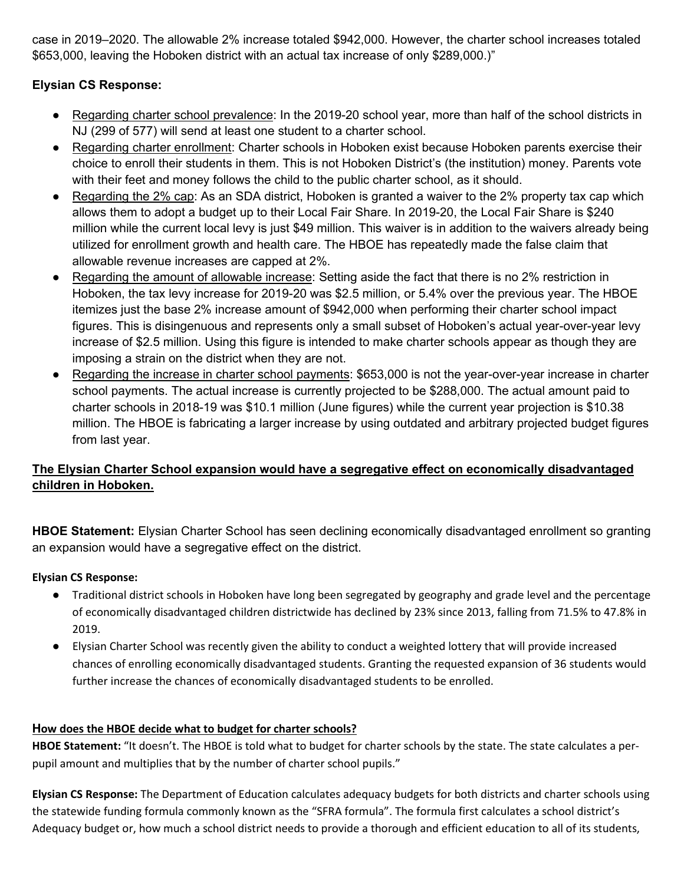case in 2019–2020. The allowable 2% increase totaled $942,000. However, the charter school increases totaled $653,000, leaving the Hoboken district with an actual tax increase of only $289,000.)"

**Elysian CS Response:**

- Regarding charter school prevalence: In the 2019-20 school year, more than half of the school districts in NJ (299 of 577) will send at least one student to a charter school.
- Regarding charter enrollment: Charter schools in Hoboken exist because Hoboken parents exercise their choice to enroll their students in them. This is not Hoboken District's (the institution) money. Parents vote with their feet and money follows the child to the public charter school, as it should.
- Regarding the 2% cap: As an SDA district, Hoboken is granted a waiver to the 2% property tax cap which allows them to adopt a budget up to their Local Fair Share. In 2019-20, the Local Fair Share is $240 million while the current local levy is just $49 million. This waiver is in addition to the waivers already being utilized for enrollment growth and health care. The HBOE has repeatedly made the false claim that allowable revenue increases are capped at 2%.
- Regarding the amount of allowable increase: Setting aside the fact that there is no 2% restriction in Hoboken, the tax levy increase for 2019-20 was $2.5 million, or 5.4% over the previous year. The HBOE itemizes just the base 2% increase amount of $942,000 when performing their charter school impact figures. This is disingenuous and represents only a small subset of Hoboken's actual year-over-year levy increase of $2.5 million. Using this figure is intended to make charter schools appear as though they are imposing a strain on the district when they are not.
- Regarding the increase in charter school payments: $653,000 is not the year-over-year increase in charter school payments. The actual increase is currently projected to be $288,000. The actual amount paid to charter schools in 2018-19 was $10.1 million (June figures) while the current year projection is $10.38 million. The HBOE is fabricating a larger increase by using outdated and arbitrary projected budget figures from last year.

## **The Elysian Charter School expansion would have a segregative effect on economically disadvantaged children in Hoboken.**

**HBOE Statement:** Elysian Charter School has seen declining economically disadvantaged enrollment so granting an expansion would have a segregative effect on the district.

**Elysian CS Response:**

- Traditional district schools in Hoboken have long been segregated by geography and grade level and the percentage of economically disadvantaged children districtwide has declined by 23% since 2013, falling from 71.5% to 47.8% in 2019.
- Elysian Charter School was recently given the ability to conduct a weighted lottery that will provide increased chances of enrolling economically disadvantaged students. Granting the requested expansion of 36 students would further increase the chances of economically disadvantaged students to be enrolled.

## **How does the HBOE decide what to budget for charter schools?**

**HBOE Statement:** "It doesn't. The HBOE is told what to budget for charter schools by the state. The state calculates a per-pupil amount and multiplies that by the number of charter school pupils."

**Elysian CS Response:** The Department of Education calculates adequacy budgets for both districts and charter schools using the statewide funding formula commonly known as the "SFRA formula". The formula first calculates a school district's Adequacy budget or, how much a school district needs to provide a thorough and efficient education to all of its students,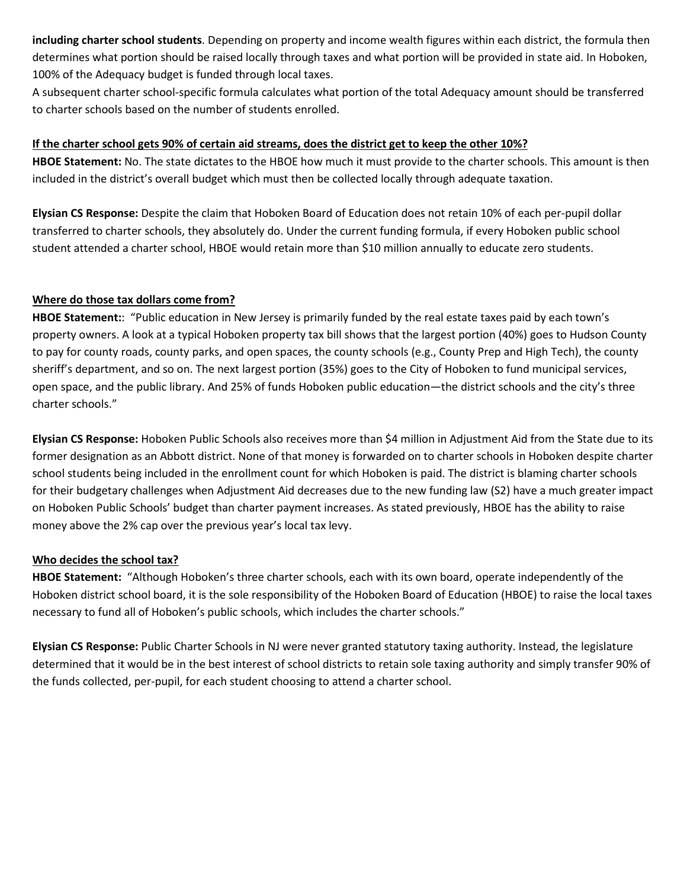**including charter school students**. Depending on property and income wealth figures within each district, the formula then determines what portion should be raised locally through taxes and what portion will be provided in state aid. In Hoboken, 100% of the Adequacy budget is funded through local taxes.
A subsequent charter school-specific formula calculates what portion of the total Adequacy amount should be transferred to charter schools based on the number of students enrolled.

**<u>If the charter school gets 90% of certain aid streams, does the district get to keep the other 10%?</u>**

**HBOE Statement:** No. The state dictates to the HBOE how much it must provide to the charter schools. This amount is then included in the district's overall budget which must then be collected locally through adequate taxation.

**Elysian CS Response:** Despite the claim that Hoboken Board of Education does not retain 10% of each per-pupil dollar transferred to charter schools, they absolutely do. Under the current funding formula, if every Hoboken public school student attended a charter school, HBOE would retain more than $10 million annually to educate zero students.

**<u>Where do those tax dollars come from?</u>**

**HBOE Statement:**: "Public education in New Jersey is primarily funded by the real estate taxes paid by each town's property owners. A look at a typical Hoboken property tax bill shows that the largest portion (40%) goes to Hudson County to pay for county roads, county parks, and open spaces, the county schools (e.g., County Prep and High Tech), the county sheriff's department, and so on. The next largest portion (35%) goes to the City of Hoboken to fund municipal services, open space, and the public library. And 25% of funds Hoboken public education—the district schools and the city's three charter schools."

**Elysian CS Response:** Hoboken Public Schools also receives more than $4 million in Adjustment Aid from the State due to its former designation as an Abbott district. None of that money is forwarded on to charter schools in Hoboken despite charter school students being included in the enrollment count for which Hoboken is paid. The district is blaming charter schools for their budgetary challenges when Adjustment Aid decreases due to the new funding law (S2) have a much greater impact on Hoboken Public Schools' budget than charter payment increases. As stated previously, HBOE has the ability to raise money above the 2% cap over the previous year's local tax levy.

**<u>Who decides the school tax?</u>**

**HBOE Statement:** "Although Hoboken's three charter schools, each with its own board, operate independently of the Hoboken district school board, it is the sole responsibility of the Hoboken Board of Education (HBOE) to raise the local taxes necessary to fund all of Hoboken's public schools, which includes the charter schools."

**Elysian CS Response:** Public Charter Schools in NJ were never granted statutory taxing authority. Instead, the legislature determined that it would be in the best interest of school districts to retain sole taxing authority and simply transfer 90% of the funds collected, per-pupil, for each student choosing to attend a charter school.